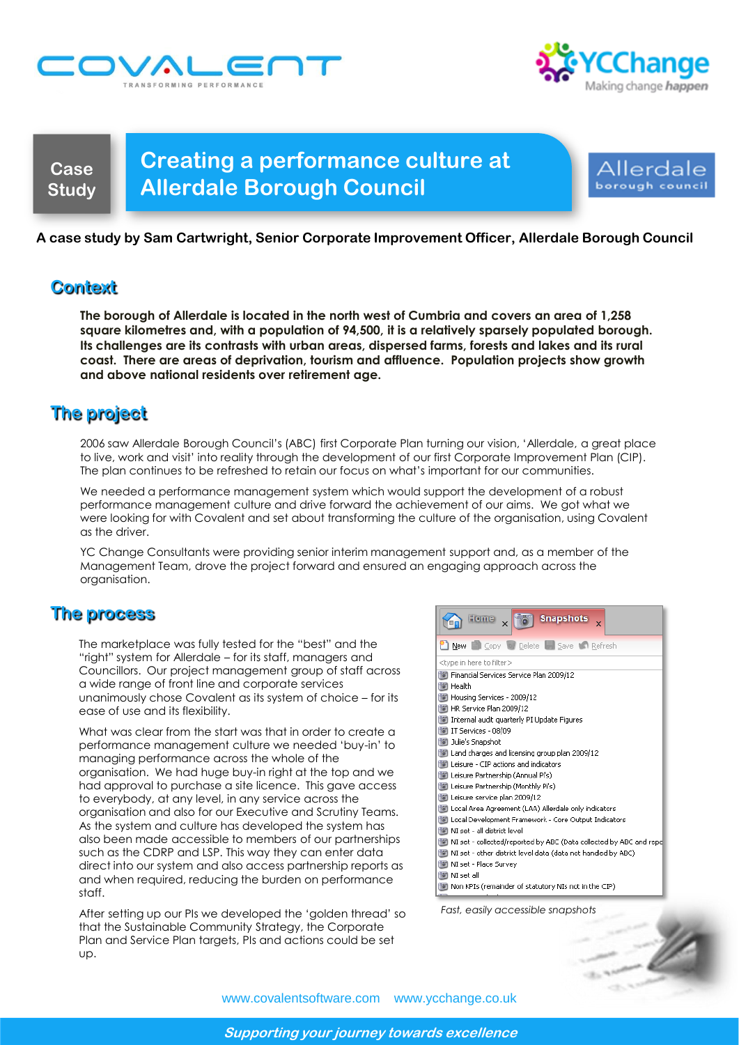Case Study

# Creating a performance culture at Allerdale Borough Council

**A case study by Sam Cartwright, Senior Corporate Improvement Officer, Allerdale Borough Council**

## Context

**The borough of Allerdale is located in the north west of Cumbria and covers an area of 1,258 square kilometres and, with a population of 94,500, it is a relatively sparsely populated borough. Its challenges are its contrasts with urban areas, dispersed farms, forests and lakes and its rural coast. There are areas of deprivation, tourism and affluence. Population projects show growth and above national residents over retirement age.**

## The project

2006 saw Allerdale Borough Council's (ABC) first Corporate Plan turning our vision, 'Allerdale, a great place to live, work and visit' into reality through the development of our first Corporate Improvement Plan (CIP). The plan continues to be refreshed to retain our focus on what's important for our communities.

We needed a performance management system which would support the development of a robust performance management culture and drive forward the achievement of our aims. We got what we were looking for with Covalent and set about transforming the culture of the organisation, using Covalent as the driver.

YC Change Consultants were providing senior interim management support and, as a member of the Management Team, drove the project forward and ensured an engaging approach across the organisation.

## The process

The marketplace was fully tested for the "best" and the "right" system for Allerdale – for its staff, managers and Councillors. Our project management group of staff across a wide range of front line and corporate services unanimously chose Covalent as its system of choice – for its ease of use and its flexibility.

What was clear from the start was that in order to create a performance management culture we needed 'buy-in' to managing performance across the whole of the organisation. We had huge buy-in right at the top and we had approval to purchase a site licence. This gave access to everybody, at any level, in any service across the organisation and also for our Executive and Scrutiny Teams. As the system and culture has developed the system has also been made accessible to members of our partnerships such as the CDRP and LSP. This way they can enter data direct into our system and also access partnership reports as and when required, reducing the burden on performance staff.

After setting up our PIs we developed the 'golden thread' so that the Sustainable Community Strategy, the Corporate Plan and Service Plan targets, PIs and actions could be set up.

Home | Snapshots

New | Copy | Delete | Save | Refresh

<type in here to filter>

- Financial Services Service Plan 2009/12
- Health
- Housing Services - 2009/12
- HR Service Plan 2009/12
- Internal audit quarterly PI Update Figures
- IT Services - 08/09
- Julie's Snapshot
- Land charges and licensing group plan 2009/12
- Leisure - CIP actions and indicators
- Leisure Partnership (Annual PI's)
- Leisure Partnership (Monthly PI's)
- Leisure service plan 2009/12
- Local Area Agreement (LAA) Allerdale only indicators
- Local Development Framework - Core Output Indicators
- NI set - all district level
- NI set - collected/reported by ABC (Data collected by ABC and repo
- NI set - other district level data (data not handled by ABC)
- NI set - Place Survey
- NI set all
- Non KPIs (remainder of statutory NIs not in the CIP)

*Fast, easily accessible snapshots*

www.covalentsoftware.com www.ycchange.co.uk

*Supporting your journey towards excellence*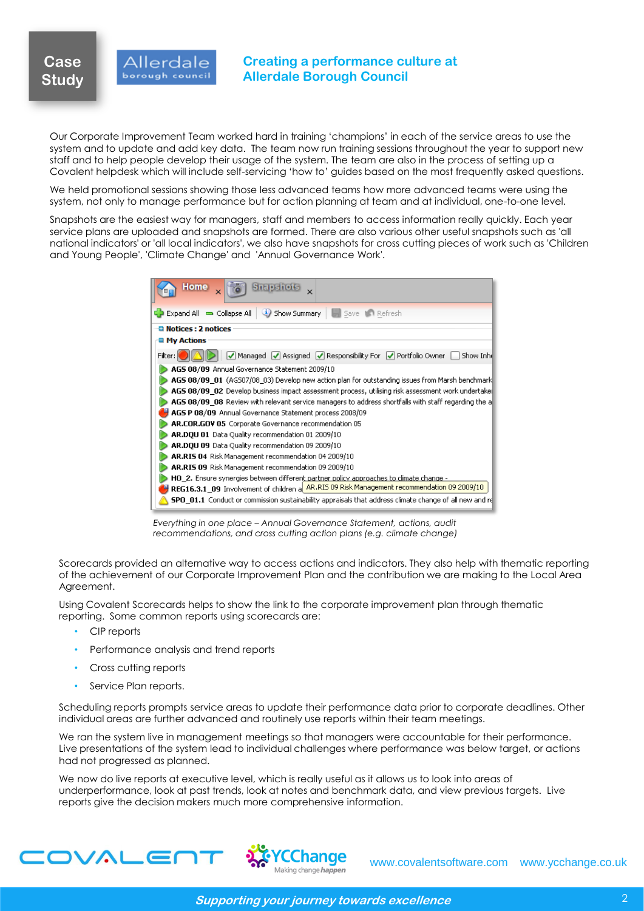Our Corporate Improvement Team worked hard in training 'champions' in each of the service areas to use the system and to update and add key data. The team now run training sessions throughout the year to support new staff and to help people develop their usage of the system. The team are also in the process of setting up a Covalent helpdesk which will include self-servicing 'how to' guides based on the most frequently asked questions.

We held promotional sessions showing those less advanced teams how more advanced teams were using the system, not only to manage performance but for action planning at team and at individual, one-to-one level.

Snapshots are the easiest way for managers, staff and members to access information really quickly. Each year service plans are uploaded and snapshots are formed. There are also various other useful snapshots such as 'all national indicators' or 'all local indicators', we also have snapshots for cross cutting pieces of work such as 'Children and Young People', 'Climate Change' and 'Annual Governance Work'.

*Everything in one place – Annual Governance Statement, actions, audit recommendations, and cross cutting action plans (e.g. climate change)*

Scorecards provided an alternative way to access actions and indicators. They also help with thematic reporting of the achievement of our Corporate Improvement Plan and the contribution we are making to the Local Area Agreement.

Using Covalent Scorecards helps to show the link to the corporate improvement plan through thematic reporting. Some common reports using scorecards are:

- CIP reports
- Performance analysis and trend reports
- Cross cutting reports
- Service Plan reports.

Scheduling reports prompts service areas to update their performance data prior to corporate deadlines. Other individual areas are further advanced and routinely use reports within their team meetings.

We ran the system live in management meetings so that managers were accountable for their performance. Live presentations of the system lead to individual challenges where performance was below target, or actions had not progressed as planned.

We now do live reports at executive level, which is really useful as it allows us to look into areas of underperformance, look at past trends, look at notes and benchmark data, and view previous targets. Live reports give the decision makers much more comprehensive information.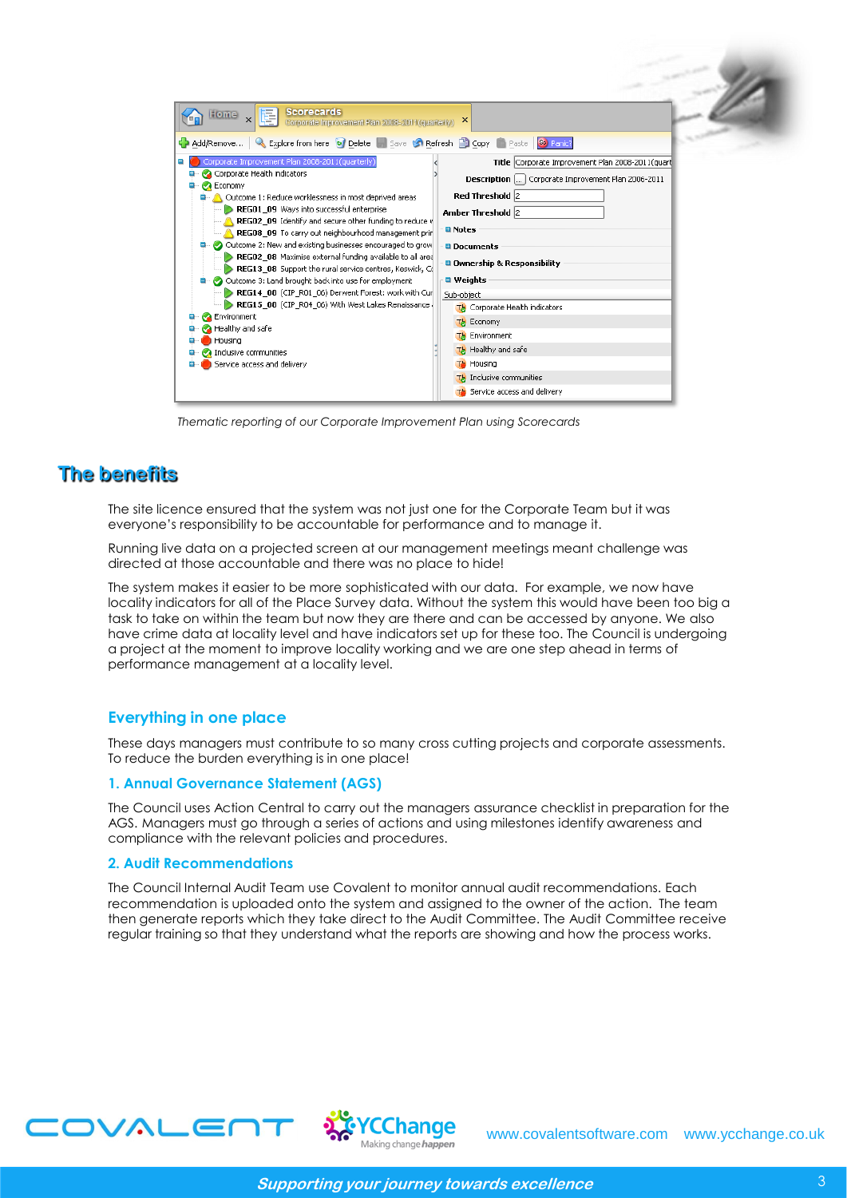*Thematic reporting of our Corporate Improvement Plan using Scorecards*

## The benefits

The site licence ensured that the system was not just one for the Corporate Team but it was everyone's responsibility to be accountable for performance and to manage it.

Running live data on a projected screen at our management meetings meant challenge was directed at those accountable and there was no place to hide!

The system makes it easier to be more sophisticated with our data. For example, we now have locality indicators for all of the Place Survey data. Without the system this would have been too big a task to take on within the team but now they are there and can be accessed by anyone. We also have crime data at locality level and have indicators set up for these too. The Council is undergoing a project at the moment to improve locality working and we are one step ahead in terms of performance management at a locality level.

### Everything in one place

These days managers must contribute to so many cross cutting projects and corporate assessments. To reduce the burden everything is in one place!

#### 1. Annual Governance Statement (AGS)

The Council uses Action Central to carry out the managers assurance checklist in preparation for the AGS. Managers must go through a series of actions and using milestones identify awareness and compliance with the relevant policies and procedures.

#### 2. Audit Recommendations

The Council Internal Audit Team use Covalent to monitor annual audit recommendations. Each recommendation is uploaded onto the system and assigned to the owner of the action. The team then generate reports which they take direct to the Audit Committee. The Audit Committee receive regular training so that they understand what the reports are showing and how the process works.

www.covalentsoftware.com www.ycchange.co.uk

*Supporting your journey towards excellence*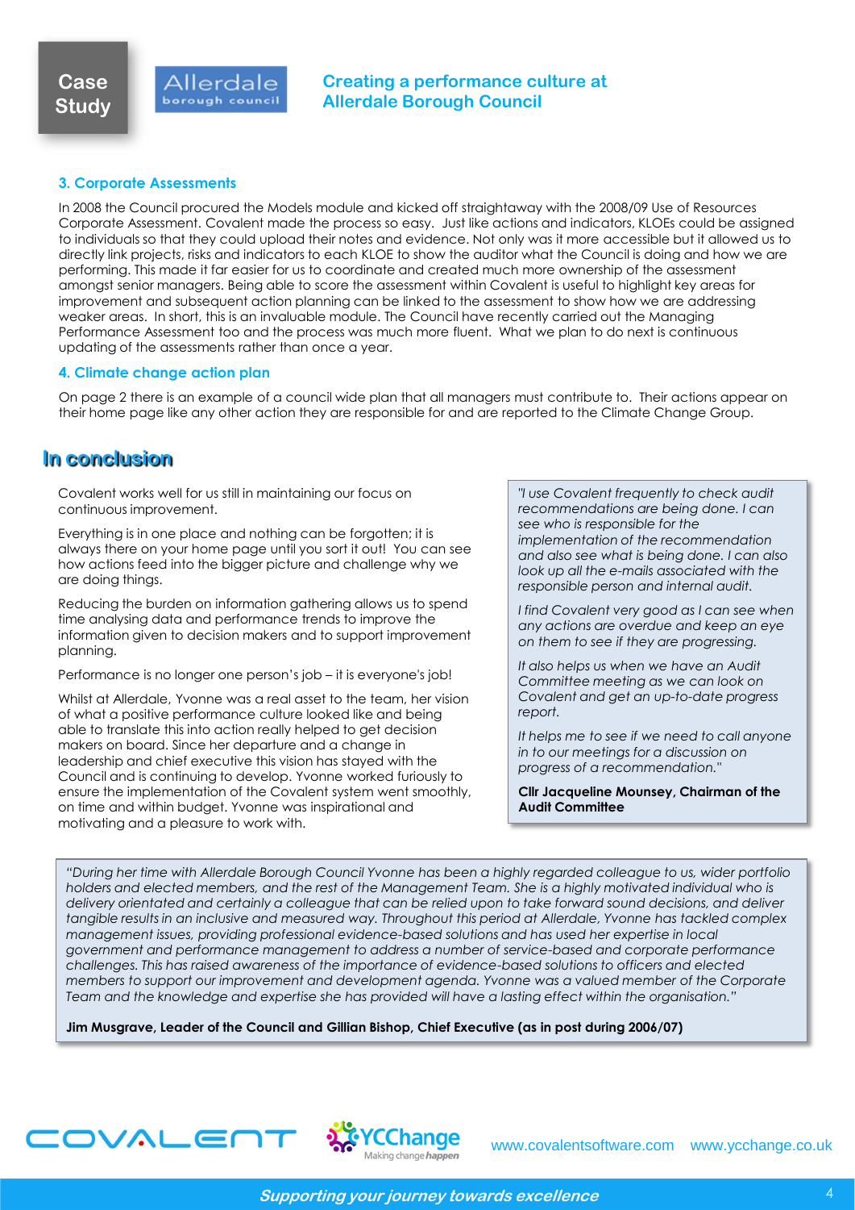### 3. Corporate Assessments

In 2008 the Council procured the Models module and kicked off straightaway with the 2008/09 Use of Resources Corporate Assessment. Covalent made the process so easy. Just like actions and indicators, KLOEs could be assigned to individuals so that they could upload their notes and evidence. Not only was it more accessible but it allowed us to directly link projects, risks and indicators to each KLOE to show the auditor what the Council is doing and how we are performing. This made it far easier for us to coordinate and created much more ownership of the assessment amongst senior managers. Being able to score the assessment within Covalent is useful to highlight key areas for improvement and subsequent action planning can be linked to the assessment to show how we are addressing weaker areas. In short, this is an invaluable module. The Council have recently carried out the Managing Performance Assessment too and the process was much more fluent. What we plan to do next is continuous updating of the assessments rather than once a year.

### 4. Climate change action plan

On page 2 there is an example of a council wide plan that all managers must contribute to. Their actions appear on their home page like any other action they are responsible for and are reported to the Climate Change Group.

## In conclusion

Covalent works well for us still in maintaining our focus on continuous improvement.

Everything is in one place and nothing can be forgotten; it is always there on your home page until you sort it out! You can see how actions feed into the bigger picture and challenge why we are doing things.

Reducing the burden on information gathering allows us to spend time analysing data and performance trends to improve the information given to decision makers and to support improvement planning.

Performance is no longer one person's job – it is everyone's job!

Whilst at Allerdale, Yvonne was a real asset to the team, her vision of what a positive performance culture looked like and being able to translate this into action really helped to get decision makers on board. Since her departure and a change in leadership and chief executive this vision has stayed with the Council and is continuing to develop. Yvonne worked furiously to ensure the implementation of the Covalent system went smoothly, on time and within budget. Yvonne was inspirational and motivating and a pleasure to work with.

*"I use Covalent frequently to check audit recommendations are being done. I can see who is responsible for the implementation of the recommendation and also see what is being done. I can also look up all the e-mails associated with the responsible person and internal audit.*

*I find Covalent very good as I can see when any actions are overdue and keep an eye on them to see if they are progressing.*

*It also helps us when we have an Audit Committee meeting as we can look on Covalent and get an up-to-date progress report.*

*It helps me to see if we need to call anyone in to our meetings for a discussion on progress of a recommendation."*

**Cllr Jacqueline Mounsey, Chairman of the Audit Committee**

*"During her time with Allerdale Borough Council Yvonne has been a highly regarded colleague to us, wider portfolio holders and elected members, and the rest of the Management Team. She is a highly motivated individual who is delivery orientated and certainly a colleague that can be relied upon to take forward sound decisions, and deliver tangible results in an inclusive and measured way. Throughout this period at Allerdale, Yvonne has tackled complex management issues, providing professional evidence-based solutions and has used her expertise in local government and performance management to address a number of service-based and corporate performance challenges. This has raised awareness of the importance of evidence-based solutions to officers and elected members to support our improvement and development agenda. Yvonne was a valued member of the Corporate Team and the knowledge and expertise she has provided will have a lasting effect within the organisation."*

**Jim Musgrave, Leader of the Council and Gillian Bishop, Chief Executive (as in post during 2006/07)**

www.covalentsoftware.com www.ycchange.co.uk

*Supporting your journey towards excellence*